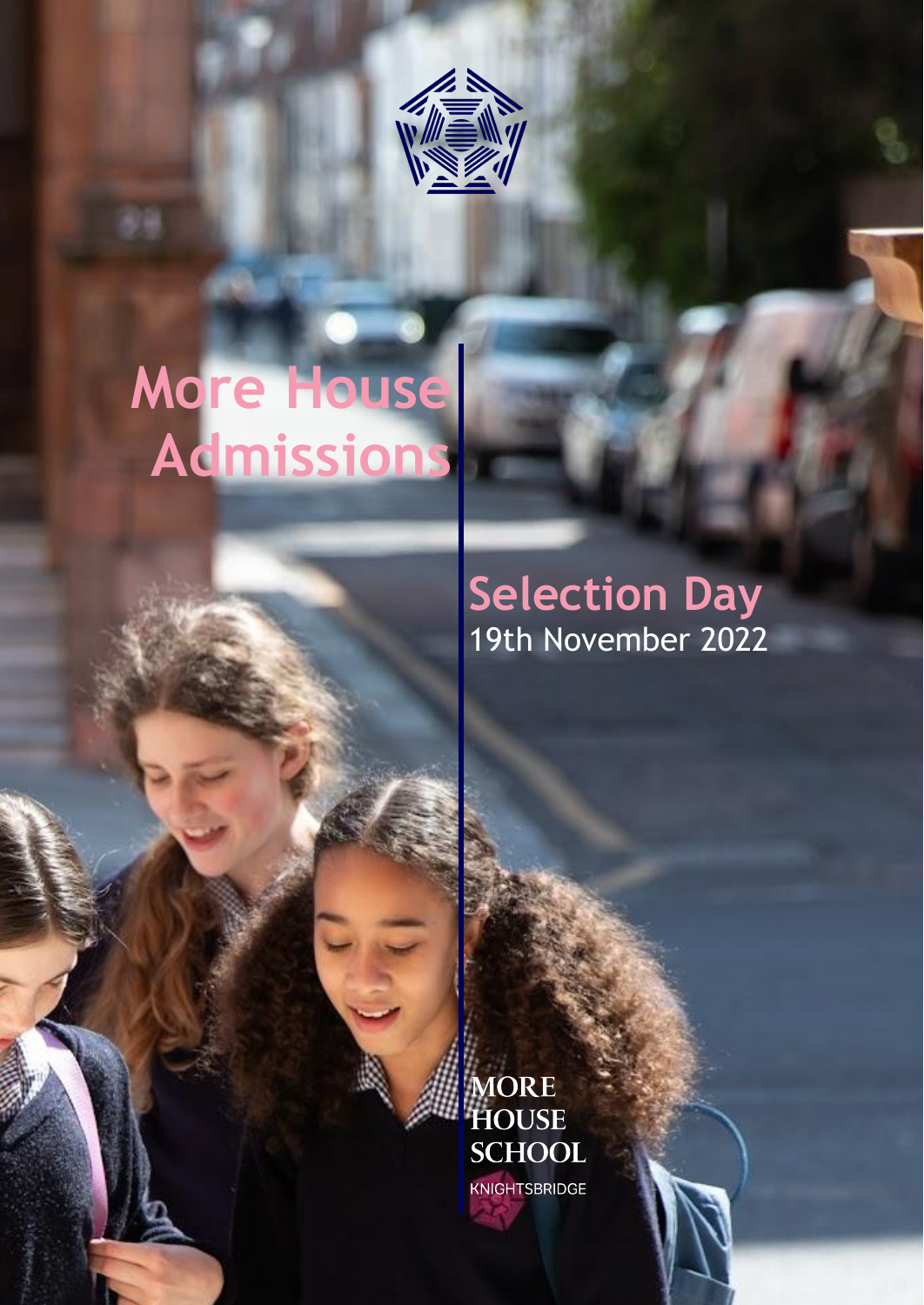# More House Admissions

## Selection Day

19th November 2022

MORE HOUSE SCHOOL

KNIGHTSBRIDGE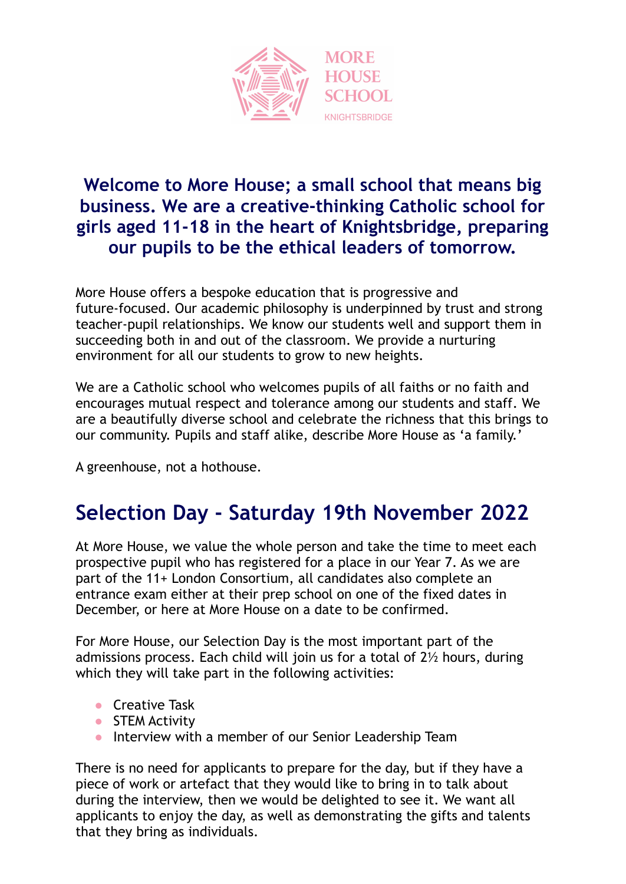MORE HOUSE SCHOOL
KNIGHTSBRIDGE

### Welcome to More House; a small school that means big business. We are a creative-thinking Catholic school for girls aged 11-18 in the heart of Knightsbridge, preparing our pupils to be the ethical leaders of tomorrow.

More House offers a bespoke education that is progressive and future-focused. Our academic philosophy is underpinned by trust and strong teacher-pupil relationships. We know our students well and support them in succeeding both in and out of the classroom. We provide a nurturing environment for all our students to grow to new heights.

We are a Catholic school who welcomes pupils of all faiths or no faith and encourages mutual respect and tolerance among our students and staff. We are a beautifully diverse school and celebrate the richness that this brings to our community. Pupils and staff alike, describe More House as 'a family.'

A greenhouse, not a hothouse.

## Selection Day - Saturday 19th November 2022

At More House, we value the whole person and take the time to meet each prospective pupil who has registered for a place in our Year 7. As we are part of the 11+ London Consortium, all candidates also complete an entrance exam either at their prep school on one of the fixed dates in December, or here at More House on a date to be confirmed.

For More House, our Selection Day is the most important part of the admissions process. Each child will join us for a total of 2½ hours, during which they will take part in the following activities:

- Creative Task
- STEM Activity
- Interview with a member of our Senior Leadership Team

There is no need for applicants to prepare for the day, but if they have a piece of work or artefact that they would like to bring in to talk about during the interview, then we would be delighted to see it. We want all applicants to enjoy the day, as well as demonstrating the gifts and talents that they bring as individuals.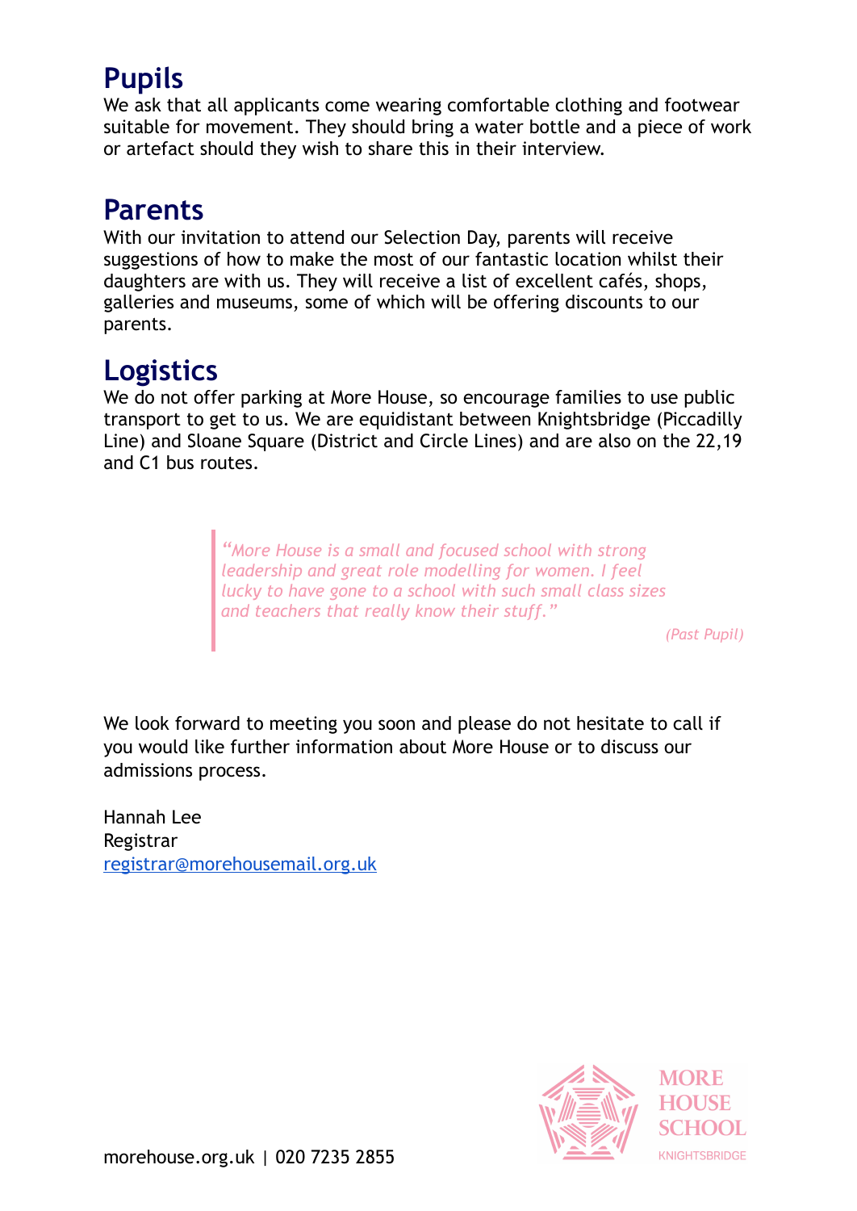## Pupils

We ask that all applicants come wearing comfortable clothing and footwear suitable for movement. They should bring a water bottle and a piece of work or artefact should they wish to share this in their interview.

## Parents

With our invitation to attend our Selection Day, parents will receive suggestions of how to make the most of our fantastic location whilst their daughters are with us. They will receive a list of excellent cafés, shops, galleries and museums, some of which will be offering discounts to our parents.

## Logistics

We do not offer parking at More House, so encourage families to use public transport to get to us. We are equidistant between Knightsbridge (Piccadilly Line) and Sloane Square (District and Circle Lines) and are also on the 22,19 and C1 bus routes.

> *"More House is a small and focused school with strong leadership and great role modelling for women. I feel lucky to have gone to a school with such small class sizes and teachers that really know their stuff."*
>
> *(Past Pupil)*

We look forward to meeting you soon and please do not hesitate to call if you would like further information about More House or to discuss our admissions process.

Hannah Lee
Registrar
registrar@morehousemail.org.uk

morehouse.org.uk | 020 7235 2855

MORE HOUSE SCHOOL
KNIGHTSBRIDGE